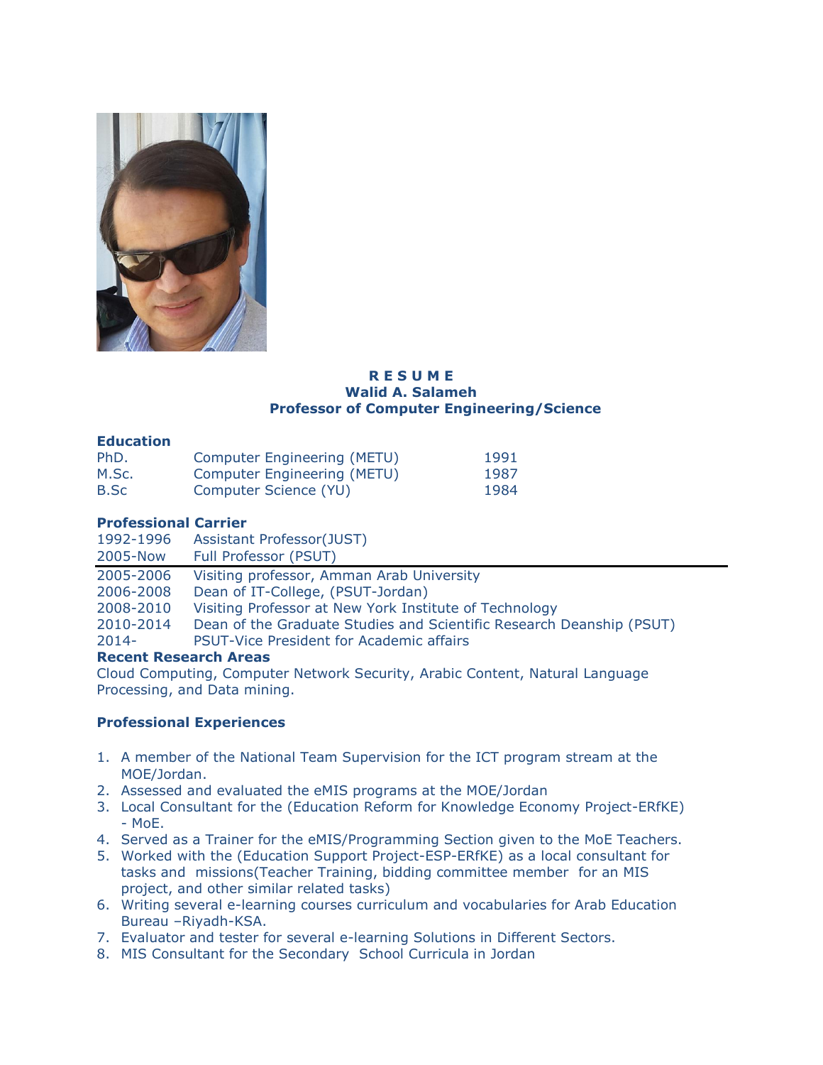**R E S U M E**
**Walid A. Salameh**
**Professor of Computer Engineering/Science**

## Education

| | | |
|---|---|---|
| PhD. | Computer Engineering (METU) | 1991 |
| M.Sc. | Computer Engineering (METU) | 1987 |
| B.Sc | Computer Science (YU) | 1984 |

## Professional Carrier

| | |
|---|---|
| 1992-1996 | Assistant Professor(JUST) |
| 2005-Now | Full Professor (PSUT) |
| 2005-2006 | Visiting professor, Amman Arab University |
| 2006-2008 | Dean of IT-College, (PSUT-Jordan) |
| 2008-2010 | Visiting Professor at New York Institute of Technology |
| 2010-2014 | Dean of the Graduate Studies and Scientific Research Deanship (PSUT) |
| 2014- | PSUT-Vice President for Academic affairs |

## Recent Research Areas

Cloud Computing, Computer Network Security, Arabic Content, Natural Language Processing, and Data mining.

## Professional Experiences

1. A member of the National Team Supervision for the ICT program stream at the MOE/Jordan.
2. Assessed and evaluated the eMIS programs at the MOE/Jordan
3. Local Consultant for the (Education Reform for Knowledge Economy Project-ERfKE) - MoE.
4. Served as a Trainer for the eMIS/Programming Section given to the MoE Teachers.
5. Worked with the (Education Support Project-ESP-ERfKE) as a local consultant for tasks and missions(Teacher Training, bidding committee member for an MIS project, and other similar related tasks)
6. Writing several e-learning courses curriculum and vocabularies for Arab Education Bureau –Riyadh-KSA.
7. Evaluator and tester for several e-learning Solutions in Different Sectors.
8. MIS Consultant for the Secondary School Curricula in Jordan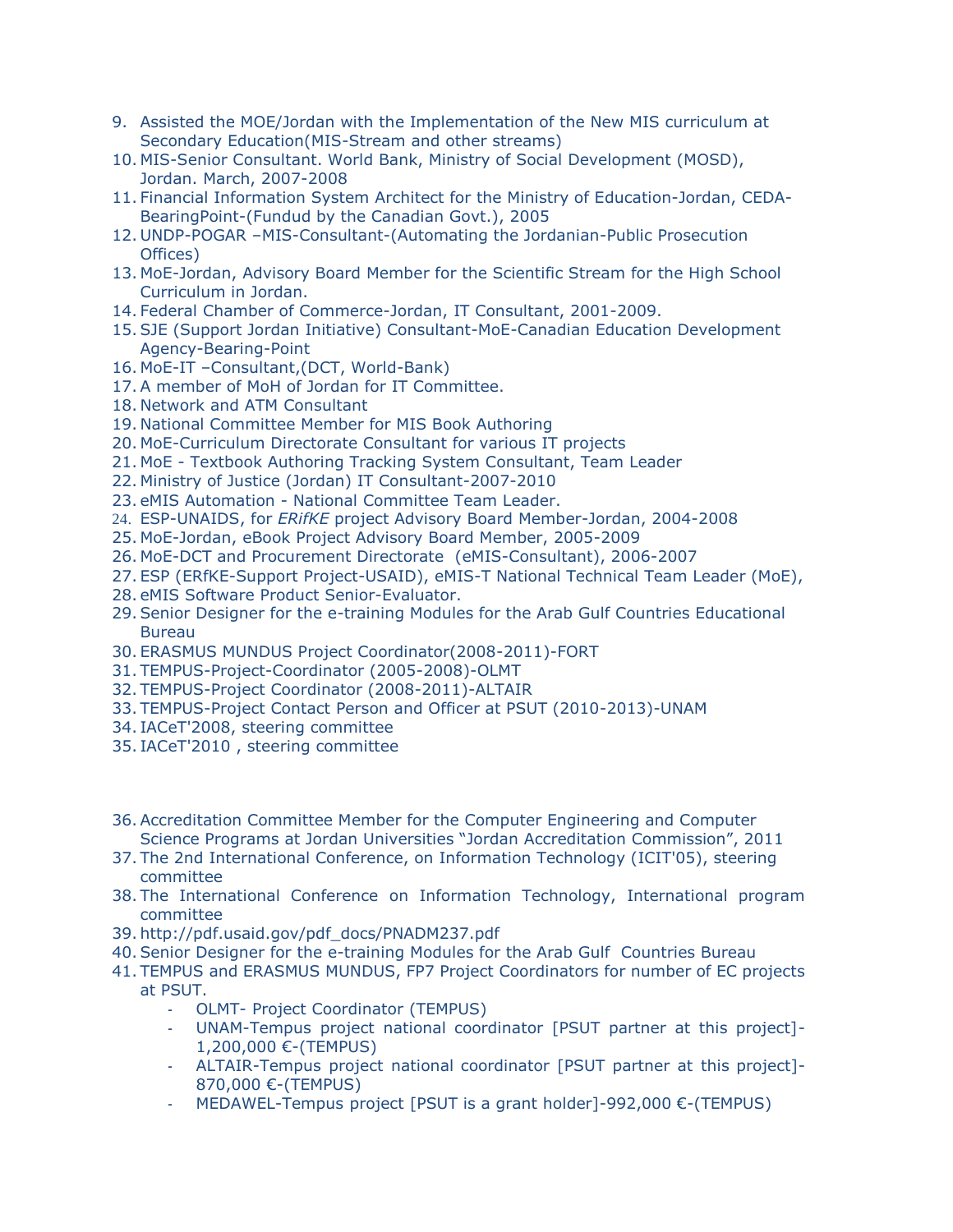9. Assisted the MOE/Jordan with the Implementation of the New MIS curriculum at Secondary Education(MIS-Stream and other streams)
10. MIS-Senior Consultant. World Bank, Ministry of Social Development (MOSD), Jordan. March, 2007-2008
11. Financial Information System Architect for the Ministry of Education-Jordan, CEDA-BearingPoint-(Fundud by the Canadian Govt.), 2005
12. UNDP-POGAR –MIS-Consultant-(Automating the Jordanian-Public Prosecution Offices)
13. MoE-Jordan, Advisory Board Member for the Scientific Stream for the High School Curriculum in Jordan.
14. Federal Chamber of Commerce-Jordan, IT Consultant, 2001-2009.
15. SJE (Support Jordan Initiative) Consultant-MoE-Canadian Education Development Agency-Bearing-Point
16. MoE-IT –Consultant,(DCT, World-Bank)
17. A member of MoH of Jordan for IT Committee.
18. Network and ATM Consultant
19. National Committee Member for MIS Book Authoring
20. MoE-Curriculum Directorate Consultant for various IT projects
21. MoE - Textbook Authoring Tracking System Consultant, Team Leader
22. Ministry of Justice (Jordan) IT Consultant-2007-2010
23. eMIS Automation - National Committee Team Leader.
24. ESP-UNAIDS, for *ERifKE* project Advisory Board Member-Jordan, 2004-2008
25. MoE-Jordan, eBook Project Advisory Board Member, 2005-2009
26. MoE-DCT and Procurement Directorate (eMIS-Consultant), 2006-2007
27. ESP (ERfKE-Support Project-USAID), eMIS-T National Technical Team Leader (MoE),
28. eMIS Software Product Senior-Evaluator.
29. Senior Designer for the e-training Modules for the Arab Gulf Countries Educational Bureau
30. ERASMUS MUNDUS Project Coordinator(2008-2011)-FORT
31. TEMPUS-Project-Coordinator (2005-2008)-OLMT
32. TEMPUS-Project Coordinator (2008-2011)-ALTAIR
33. TEMPUS-Project Contact Person and Officer at PSUT (2010-2013)-UNAM
34. IACeT'2008, steering committee
35. IACeT'2010 , steering committee

36. Accreditation Committee Member for the Computer Engineering and Computer Science Programs at Jordan Universities "Jordan Accreditation Commission", 2011
37. The 2nd International Conference, on Information Technology (ICIT'05), steering committee
38. The International Conference on Information Technology, International program committee
39. http://pdf.usaid.gov/pdf_docs/PNADM237.pdf
40. Senior Designer for the e-training Modules for the Arab Gulf Countries Bureau
41. TEMPUS and ERASMUS MUNDUS, FP7 Project Coordinators for number of EC projects at PSUT.
    - OLMT- Project Coordinator (TEMPUS)
    - UNAM-Tempus project national coordinator [PSUT partner at this project]-1,200,000 €-(TEMPUS)
    - ALTAIR-Tempus project national coordinator [PSUT partner at this project]-870,000 €-(TEMPUS)
    - MEDAWEL-Tempus project [PSUT is a grant holder]-992,000 €-(TEMPUS)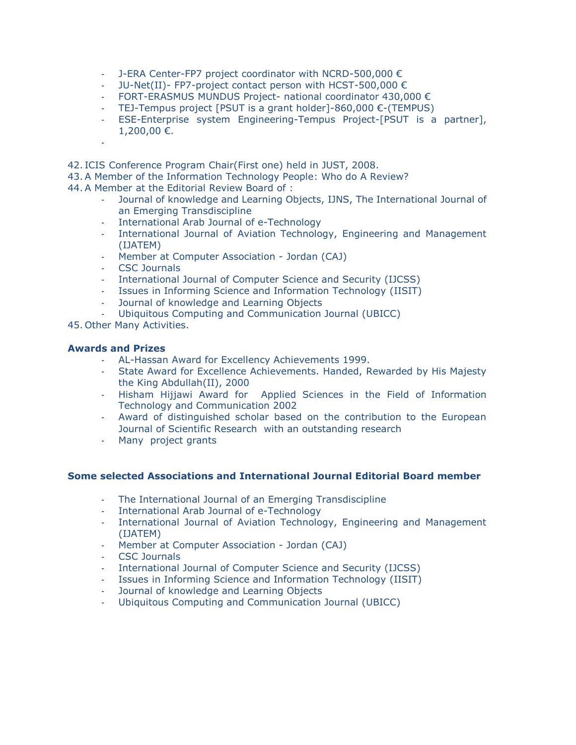- J-ERA Center-FP7 project coordinator with NCRD-500,000 €
- JU-Net(II)- FP7-project contact person with HCST-500,000 €
- FORT-ERASMUS MUNDUS Project- national coordinator 430,000 €
- TEJ-Tempus project [PSUT is a grant holder]-860,000 €-(TEMPUS)
- ESE-Enterprise system Engineering-Tempus Project-[PSUT is a partner], 1,200,00 €.
-

42. ICIS Conference Program Chair(First one) held in JUST, 2008.
43. A Member of the Information Technology People: Who do A Review?
44. A Member at the Editorial Review Board of :
    - Journal of knowledge and Learning Objects, IJNS, The International Journal of an Emerging Transdiscipline
    - International Arab Journal of e-Technology
    - International Journal of Aviation Technology, Engineering and Management (IJATEM)
    - Member at Computer Association - Jordan (CAJ)
    - CSC Journals
    - International Journal of Computer Science and Security (IJCSS)
    - Issues in Informing Science and Information Technology (IISIT)
    - Journal of knowledge and Learning Objects
    - Ubiquitous Computing and Communication Journal (UBICC)
45. Other Many Activities.

**Awards and Prizes**

- AL-Hassan Award for Excellency Achievements 1999.
- State Award for Excellence Achievements. Handed, Rewarded by His Majesty the King Abdullah(II), 2000
- Hisham Hijjawi Award for Applied Sciences in the Field of Information Technology and Communication 2002
- Award of distinguished scholar based on the contribution to the European Journal of Scientific Research with an outstanding research
- Many project grants

**Some selected Associations and International Journal Editorial Board member**

- The International Journal of an Emerging Transdiscipline
- International Arab Journal of e-Technology
- International Journal of Aviation Technology, Engineering and Management (IJATEM)
- Member at Computer Association - Jordan (CAJ)
- CSC Journals
- International Journal of Computer Science and Security (IJCSS)
- Issues in Informing Science and Information Technology (IISIT)
- Journal of knowledge and Learning Objects
- Ubiquitous Computing and Communication Journal (UBICC)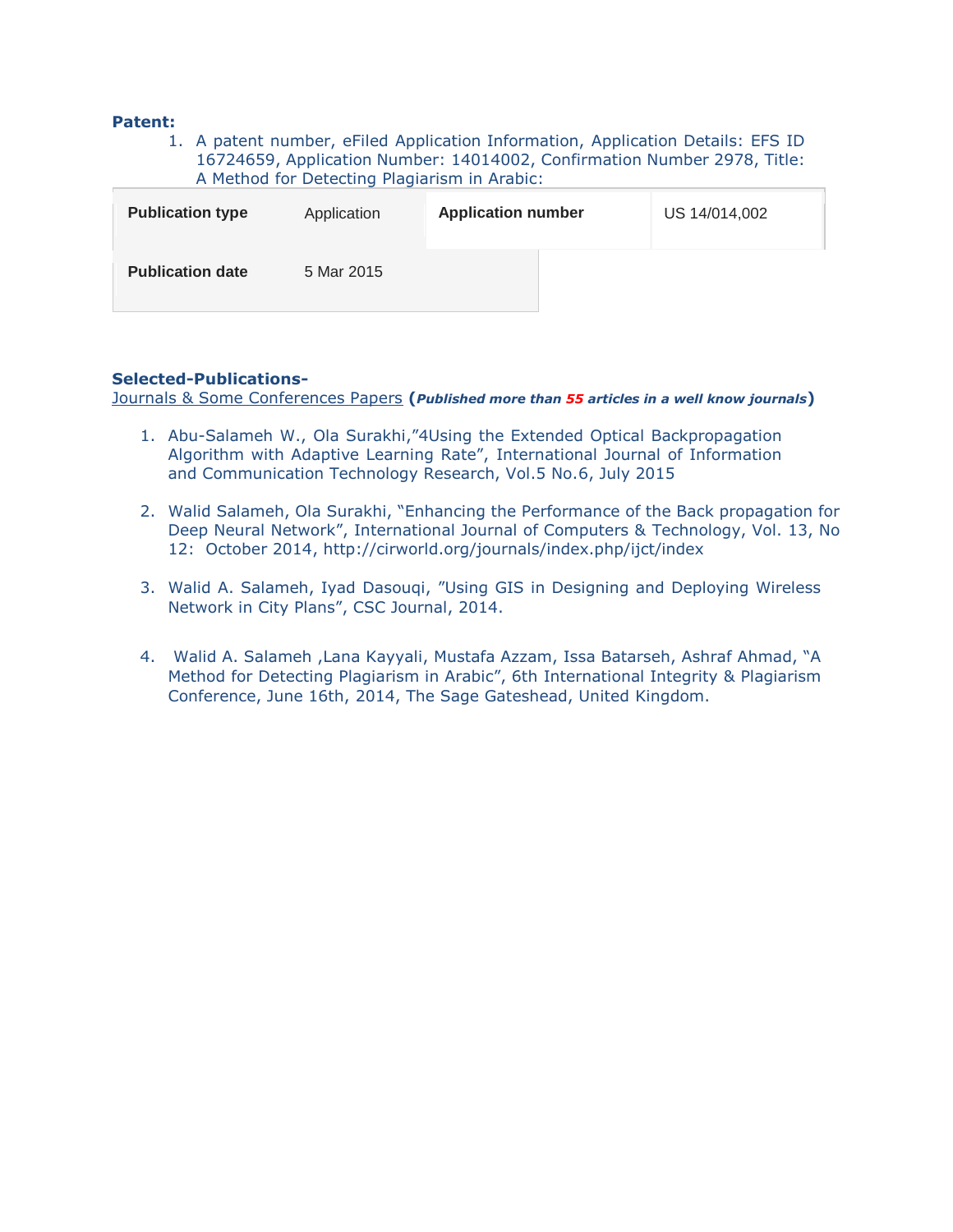**Patent:**

1. A patent number, eFiled Application Information, Application Details: EFS ID 16724659, Application Number: 14014002, Confirmation Number 2978, Title: A Method for Detecting Plagiarism in Arabic:

| **Publication type** | Application | **Application number** | US 14/014,002 |
|---|---|---|---|
| **Publication date** | 5 Mar 2015 | | |

**Selected-Publications-**

Journals & Some Conferences Papers (***Published more than 55 articles in a well know journals***)

1. Abu-Salameh W., Ola Surakhi,"4Using the Extended Optical Backpropagation Algorithm with Adaptive Learning Rate", International Journal of Information and Communication Technology Research, Vol.5 No.6, July 2015

2. Walid Salameh, Ola Surakhi, "Enhancing the Performance of the Back propagation for Deep Neural Network", International Journal of Computers & Technology, Vol. 13, No 12: October 2014, http://cirworld.org/journals/index.php/ijct/index

3. Walid A. Salameh, Iyad Dasouqi, "Using GIS in Designing and Deploying Wireless Network in City Plans", CSC Journal, 2014.

4. Walid A. Salameh ,Lana Kayyali, Mustafa Azzam, Issa Batarseh, Ashraf Ahmad, "A Method for Detecting Plagiarism in Arabic", 6th International Integrity & Plagiarism Conference, June 16th, 2014, The Sage Gateshead, United Kingdom.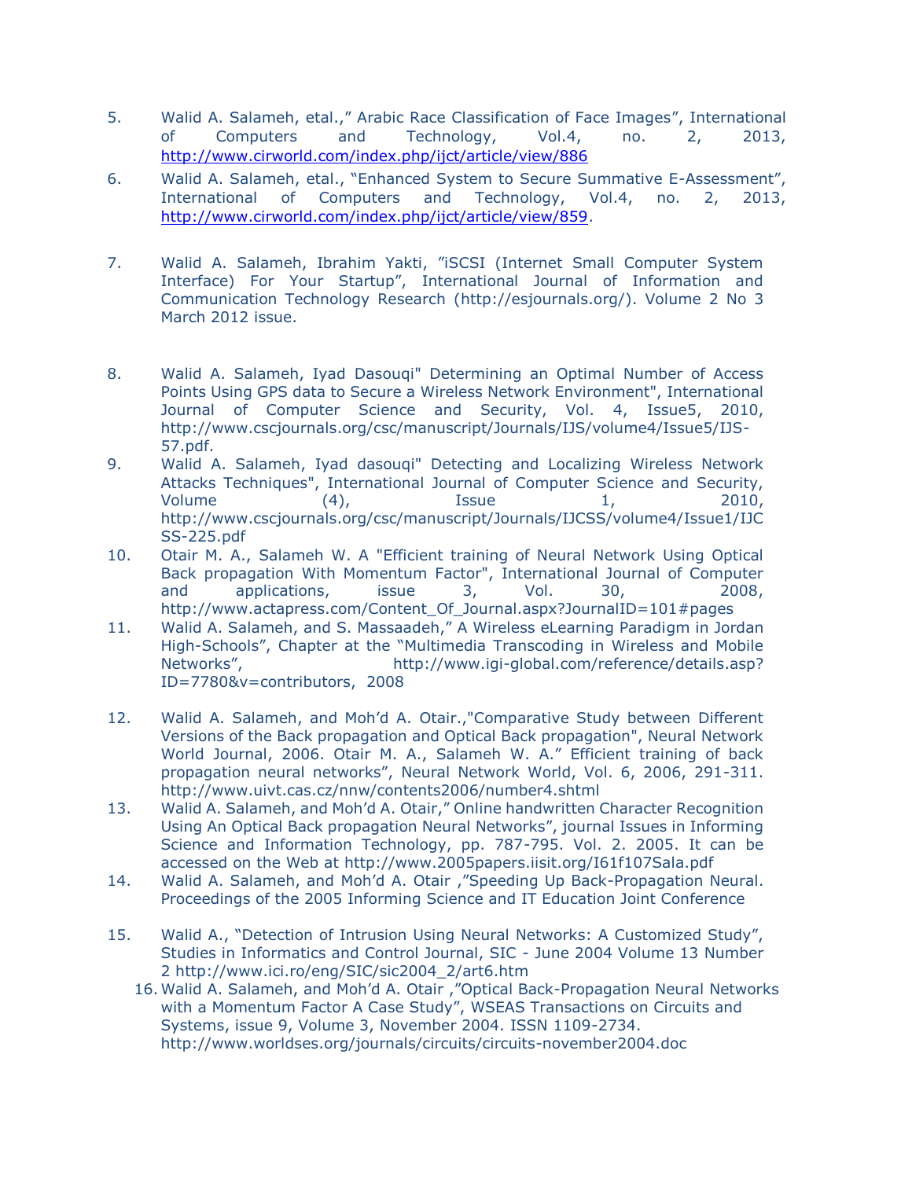5. Walid A. Salameh, etal.," Arabic Race Classification of Face Images", International of Computers and Technology, Vol.4, no. 2, 2013, http://www.cirworld.com/index.php/ijct/article/view/886

6. Walid A. Salameh, etal., "Enhanced System to Secure Summative E-Assessment", International of Computers and Technology, Vol.4, no. 2, 2013, http://www.cirworld.com/index.php/ijct/article/view/859.

7. Walid A. Salameh, Ibrahim Yakti, "iSCSI (Internet Small Computer System Interface) For Your Startup", International Journal of Information and Communication Technology Research (http://esjournals.org/). Volume 2 No 3 March 2012 issue.

8. Walid A. Salameh, Iyad Dasouqi" Determining an Optimal Number of Access Points Using GPS data to Secure a Wireless Network Environment", International Journal of Computer Science and Security, Vol. 4, Issue5, 2010, http://www.cscjournals.org/csc/manuscript/Journals/IJS/volume4/Issue5/IJS-57.pdf.

9. Walid A. Salameh, Iyad dasouqi" Detecting and Localizing Wireless Network Attacks Techniques", International Journal of Computer Science and Security, Volume (4), Issue 1, 2010, http://www.cscjournals.org/csc/manuscript/Journals/IJCSS/volume4/Issue1/IJCSS-225.pdf

10. Otair M. A., Salameh W. A "Efficient training of Neural Network Using Optical Back propagation With Momentum Factor", International Journal of Computer and applications, issue 3, Vol. 30, 2008, http://www.actapress.com/Content_Of_Journal.aspx?JournalID=101#pages

11. Walid A. Salameh, and S. Massaadeh," A Wireless eLearning Paradigm in Jordan High-Schools", Chapter at the "Multimedia Transcoding in Wireless and Mobile Networks", http://www.igi-global.com/reference/details.asp?ID=7780&v=contributors, 2008

12. Walid A. Salameh, and Moh'd A. Otair.,"Comparative Study between Different Versions of the Back propagation and Optical Back propagation", Neural Network World Journal, 2006. Otair M. A., Salameh W. A." Efficient training of back propagation neural networks", Neural Network World, Vol. 6, 2006, 291-311. http://www.uivt.cas.cz/nnw/contents2006/number4.shtml

13. Walid A. Salameh, and Moh'd A. Otair," Online handwritten Character Recognition Using An Optical Back propagation Neural Networks", journal Issues in Informing Science and Information Technology, pp. 787-795. Vol. 2. 2005. It can be accessed on the Web at http://www.2005papers.iisit.org/I61f107Sala.pdf

14. Walid A. Salameh, and Moh'd A. Otair ,"Speeding Up Back-Propagation Neural. Proceedings of the 2005 Informing Science and IT Education Joint Conference

15. Walid A., "Detection of Intrusion Using Neural Networks: A Customized Study", Studies in Informatics and Control Journal, SIC - June 2004 Volume 13 Number 2 http://www.ici.ro/eng/SIC/sic2004_2/art6.htm

16. Walid A. Salameh, and Moh'd A. Otair ,"Optical Back-Propagation Neural Networks with a Momentum Factor A Case Study", WSEAS Transactions on Circuits and Systems, issue 9, Volume 3, November 2004. ISSN 1109-2734. http://www.worldses.org/journals/circuits/circuits-november2004.doc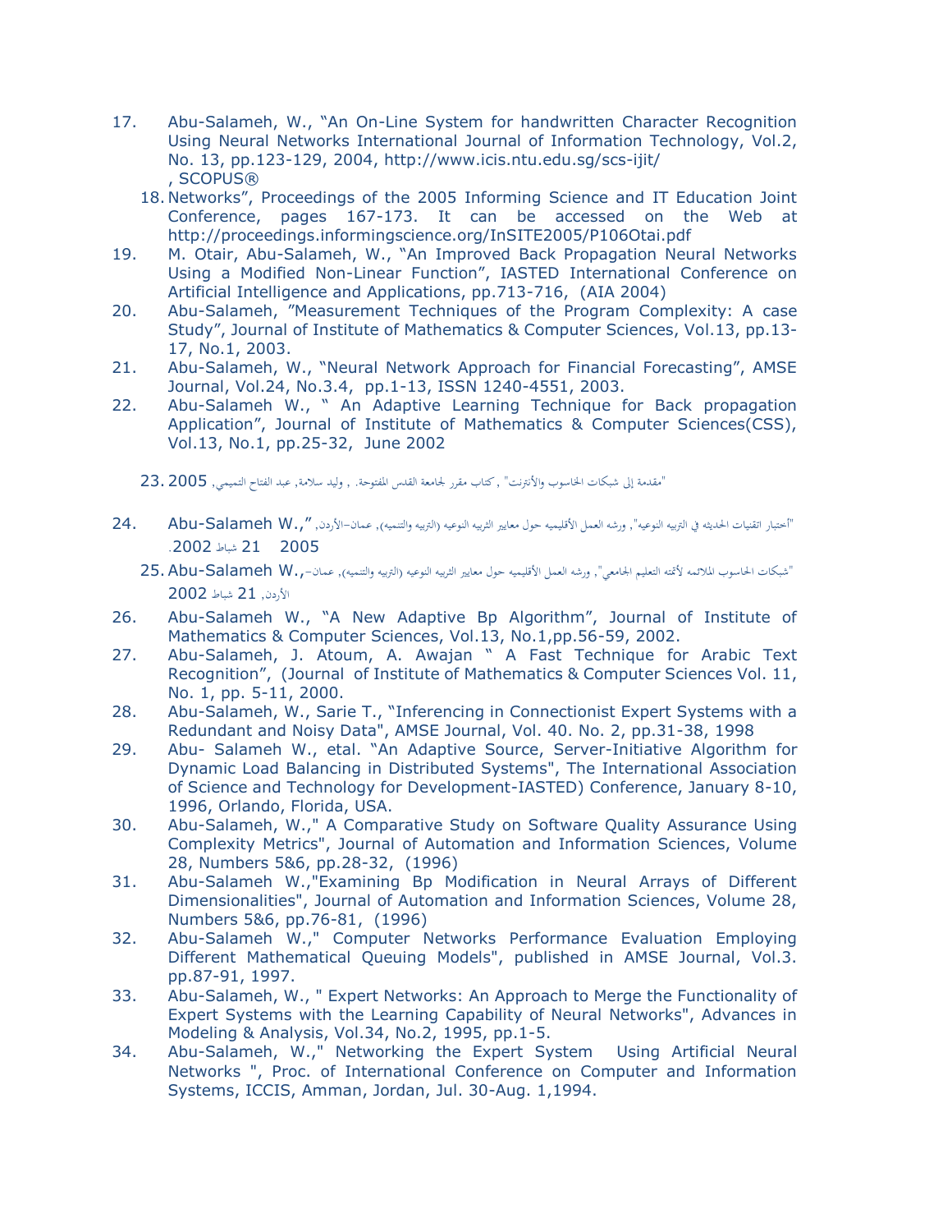17. Abu-Salameh, W., "An On-Line System for handwritten Character Recognition Using Neural Networks International Journal of Information Technology, Vol.2, No. 13, pp.123-129, 2004, http://www.icis.ntu.edu.sg/scs-ijit/ , SCOPUS®
18. Networks", Proceedings of the 2005 Informing Science and IT Education Joint Conference, pages 167-173. It can be accessed on the Web at http://proceedings.informingscience.org/InSITE2005/P106Otai.pdf
19. M. Otair, Abu-Salameh, W., "An Improved Back Propagation Neural Networks Using a Modified Non-Linear Function", IASTED International Conference on Artificial Intelligence and Applications, pp.713-716, (AIA 2004)
20. Abu-Salameh, "Measurement Techniques of the Program Complexity: A case Study", Journal of Institute of Mathematics & Computer Sciences, Vol.13, pp.13-17, No.1, 2003.
21. Abu-Salameh, W., "Neural Network Approach for Financial Forecasting", AMSE Journal, Vol.24, No.3.4, pp.1-13, ISSN 1240-4551, 2003.
22. Abu-Salameh W., " An Adaptive Learning Technique for Back propagation Application", Journal of Institute of Mathematics & Computer Sciences(CSS), Vol.13, No.1, pp.25-32, June 2002
23. 2005 ,"مقدمة إلى شبكات الحاسوب والأنترنت" , كتاب مقرر لجامعة القدس المفتوحة. , وليد سلامة, عبد الفتاح التميمي
24. Abu-Salameh W.," "أختبار اتقنيات الحديثه في التربيه النوعيه", ورشه العمل الأقليميه حول معايير التربيه النوعيه (التربيه والتنميه), عمان-الأردن, 2005 21 شباط 2002.
25. Abu-Salameh W.,- "شبكات الحاسوب الملائمه لأتمتة التعليم الجامعي", ورشه العمل الأقليميه حول معايير التربيه النوعيه (التربيه والتنميه), عمان-الأردن, 21 شباط 2002
26. Abu-Salameh W., "A New Adaptive Bp Algorithm", Journal of Institute of Mathematics & Computer Sciences, Vol.13, No.1,pp.56-59, 2002.
27. Abu-Salameh, J. Atoum, A. Awajan " A Fast Technique for Arabic Text Recognition", (Journal of Institute of Mathematics & Computer Sciences Vol. 11, No. 1, pp. 5-11, 2000.
28. Abu-Salameh, W., Sarie T., "Inferencing in Connectionist Expert Systems with a Redundant and Noisy Data", AMSE Journal, Vol. 40. No. 2, pp.31-38, 1998
29. Abu- Salameh W., etal. "An Adaptive Source, Server-Initiative Algorithm for Dynamic Load Balancing in Distributed Systems", The International Association of Science and Technology for Development-IASTED) Conference, January 8-10, 1996, Orlando, Florida, USA.
30. Abu-Salameh, W.," A Comparative Study on Software Quality Assurance Using Complexity Metrics", Journal of Automation and Information Sciences, Volume 28, Numbers 5&6, pp.28-32, (1996)
31. Abu-Salameh W.,"Examining Bp Modification in Neural Arrays of Different Dimensionalities", Journal of Automation and Information Sciences, Volume 28, Numbers 5&6, pp.76-81, (1996)
32. Abu-Salameh W.," Computer Networks Performance Evaluation Employing Different Mathematical Queuing Models", published in AMSE Journal, Vol.3. pp.87-91, 1997.
33. Abu-Salameh, W., " Expert Networks: An Approach to Merge the Functionality of Expert Systems with the Learning Capability of Neural Networks", Advances in Modeling & Analysis, Vol.34, No.2, 1995, pp.1-5.
34. Abu-Salameh, W.," Networking the Expert System Using Artificial Neural Networks ", Proc. of International Conference on Computer and Information Systems, ICCIS, Amman, Jordan, Jul. 30-Aug. 1,1994.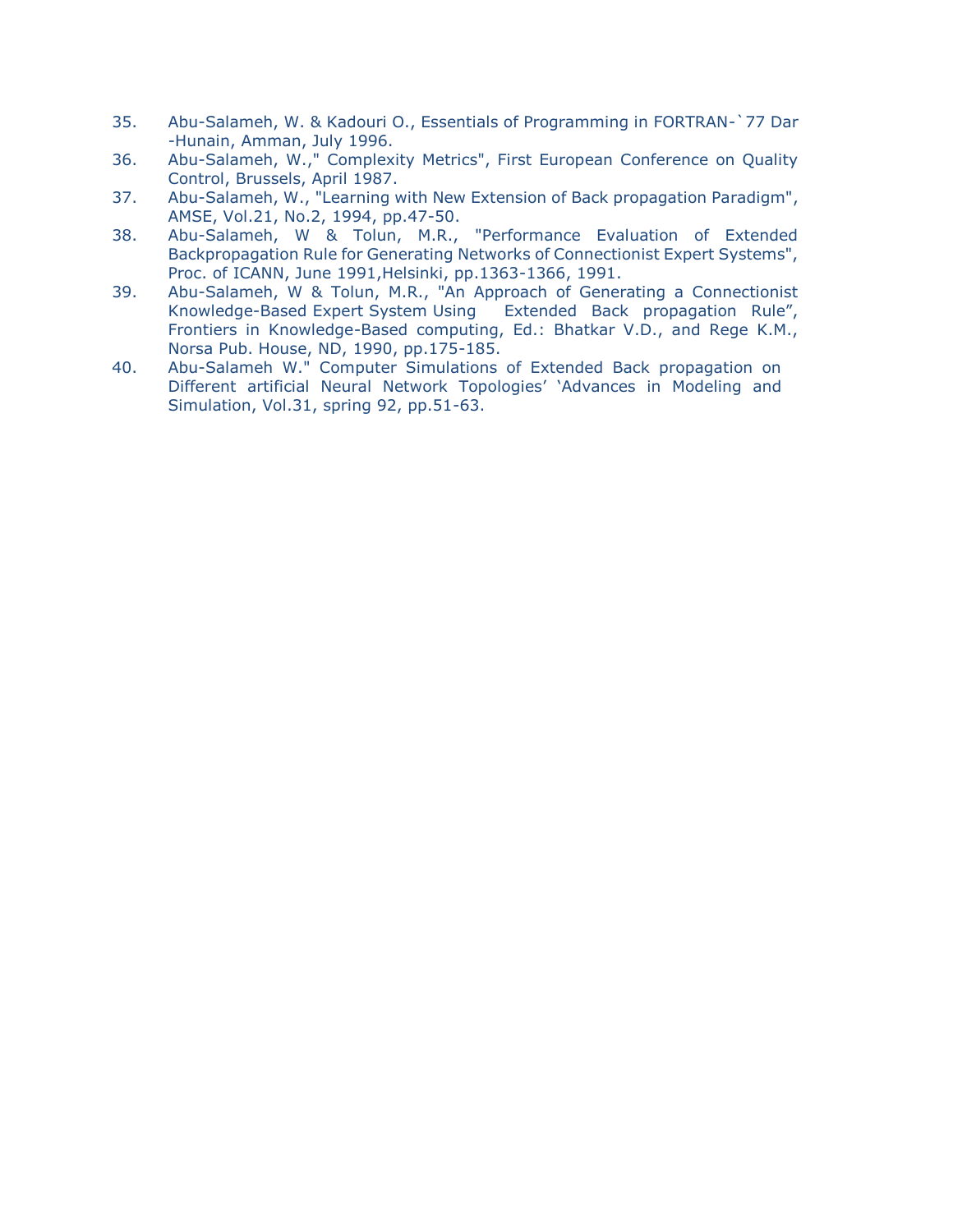35. Abu-Salameh, W. & Kadouri O., Essentials of Programming in FORTRAN-`77 Dar -Hunain, Amman, July 1996.
36. Abu-Salameh, W.," Complexity Metrics", First European Conference on Quality Control, Brussels, April 1987.
37. Abu-Salameh, W., "Learning with New Extension of Back propagation Paradigm", AMSE, Vol.21, No.2, 1994, pp.47-50.
38. Abu-Salameh, W & Tolun, M.R., "Performance Evaluation of Extended Backpropagation Rule for Generating Networks of Connectionist Expert Systems", Proc. of ICANN, June 1991,Helsinki, pp.1363-1366, 1991.
39. Abu-Salameh, W & Tolun, M.R., "An Approach of Generating a Connectionist Knowledge-Based Expert System Using Extended Back propagation Rule", Frontiers in Knowledge-Based computing, Ed.: Bhatkar V.D., and Rege K.M., Norsa Pub. House, ND, 1990, pp.175-185.
40. Abu-Salameh W." Computer Simulations of Extended Back propagation on Different artificial Neural Network Topologies' 'Advances in Modeling and Simulation, Vol.31, spring 92, pp.51-63.